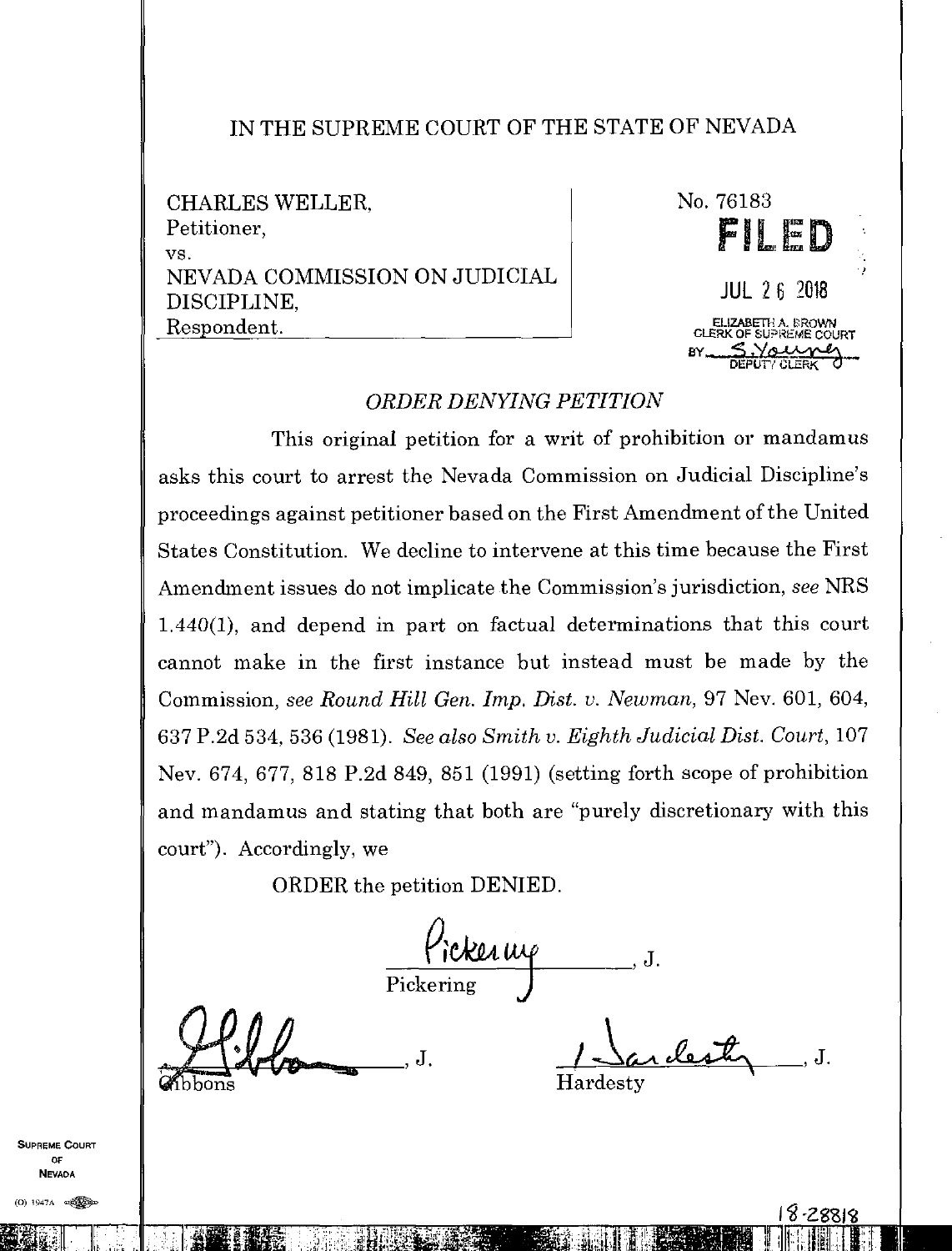IN THE SUPREME COURT OF THE STATE OF NEVADA

CHARLES WELLER,
Petitioner,
vs.
NEVADA COMMISSION ON JUDICIAL DISCIPLINE,
Respondent.

No. 76183

**FILED**

JUL 26 2018

ELIZABETH A. BROWN
CLERK OF SUPREME COURT
BY S. Young
DEPUTY CLERK

*ORDER DENYING PETITION*

This original petition for a writ of prohibition or mandamus asks this court to arrest the Nevada Commission on Judicial Discipline's proceedings against petitioner based on the First Amendment of the United States Constitution. We decline to intervene at this time because the First Amendment issues do not implicate the Commission's jurisdiction, *see* NRS 1.440(1), and depend in part on factual determinations that this court cannot make in the first instance but instead must be made by the Commission, *see Round Hill Gen. Imp. Dist. v. Newman*, 97 Nev. 601, 604, 637 P.2d 534, 536 (1981). *See also Smith v. Eighth Judicial Dist. Court*, 107 Nev. 674, 677, 818 P.2d 849, 851 (1991) (setting forth scope of prohibition and mandamus and stating that both are "purely discretionary with this court"). Accordingly, we

ORDER the petition DENIED.

Pickering, J.
Pickering

Gibbons, J.
Gibbons

Hardesty, J.
Hardesty

18-28818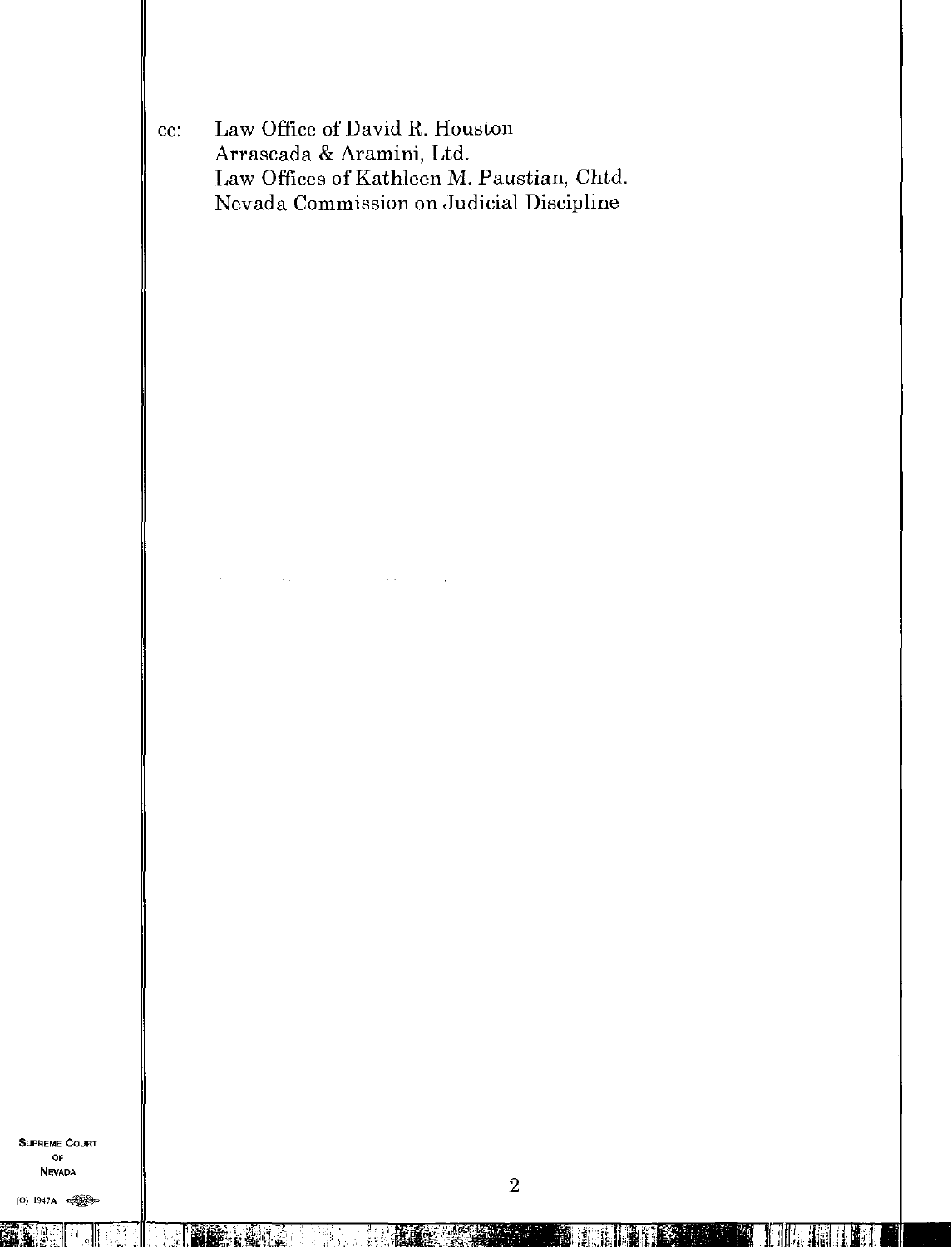cc: Law Office of David R. Houston
Arrascada & Aramini, Ltd.
Law Offices of Kathleen M. Paustian, Chtd.
Nevada Commission on Judicial Discipline